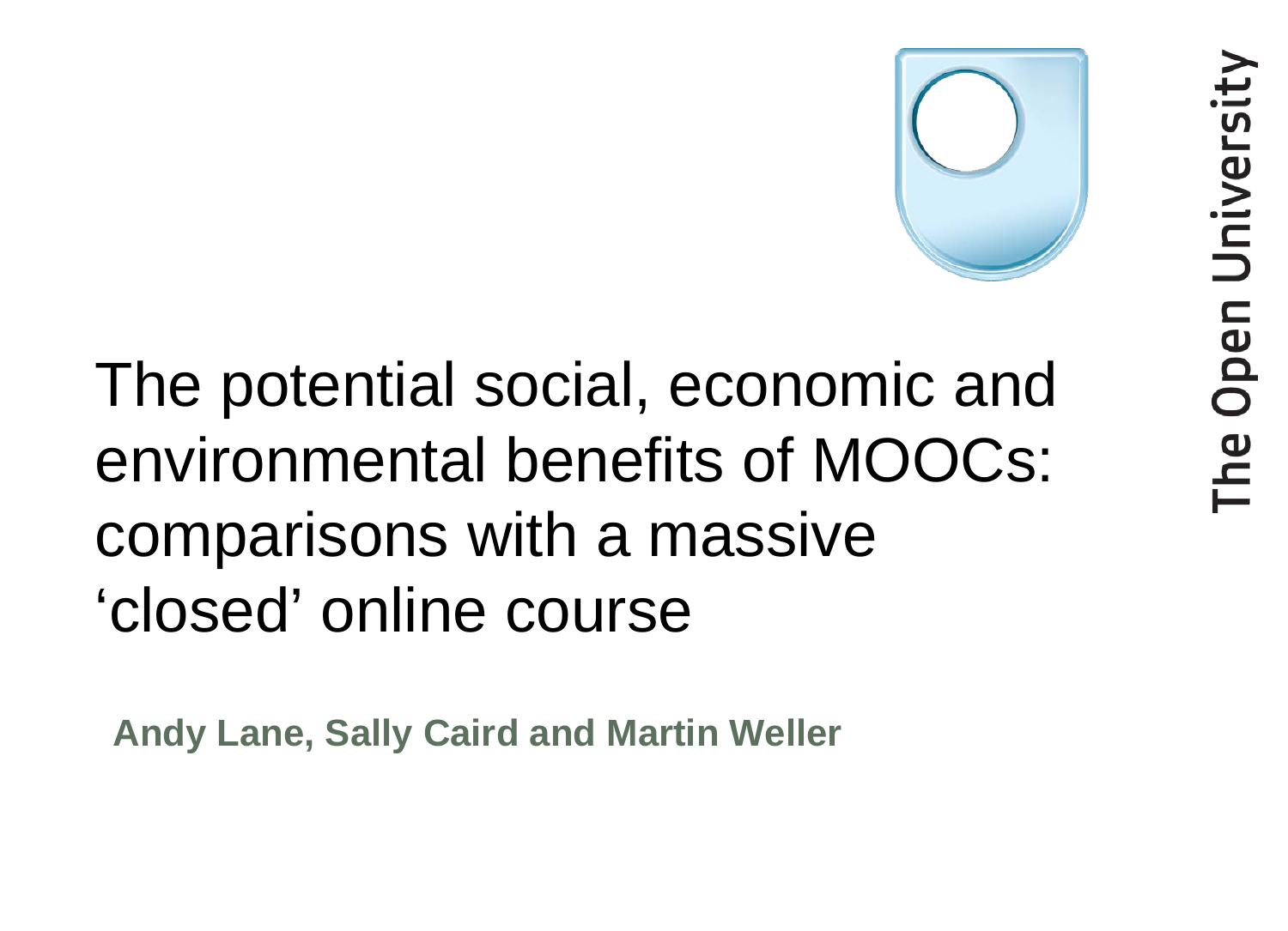# The potential social, economic and environmental benefits of MOOCs: comparisons with a massive 'closed' online course

**Andy Lane, Sally Caird and Martin Weller**

The Open University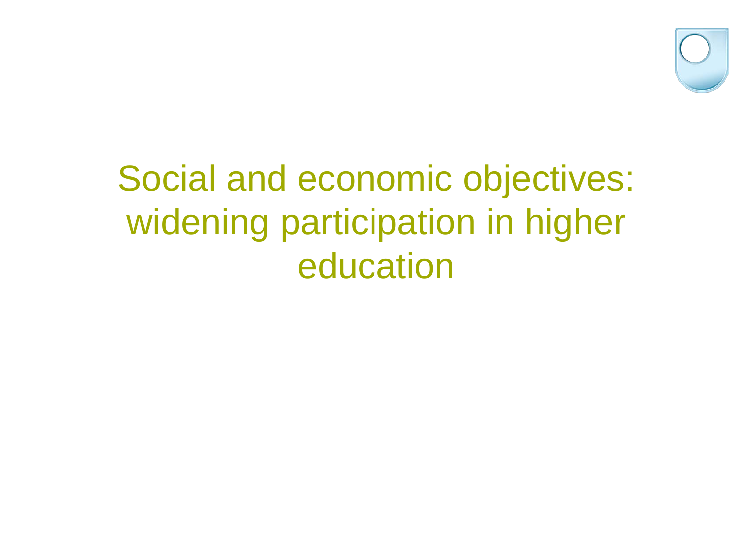# Social and economic objectives: widening participation in higher education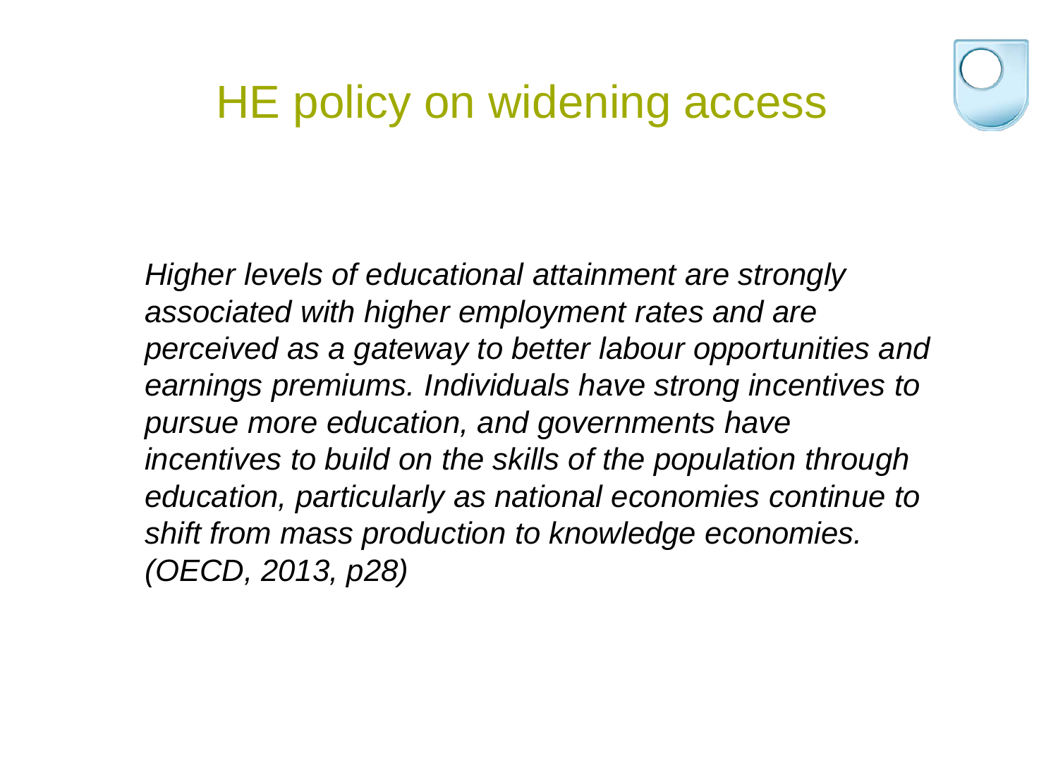# HE policy on widening access

*Higher levels of educational attainment are strongly associated with higher employment rates and are perceived as a gateway to better labour opportunities and earnings premiums. Individuals have strong incentives to pursue more education, and governments have incentives to build on the skills of the population through education, particularly as national economies continue to shift from mass production to knowledge economies. (OECD, 2013, p28)*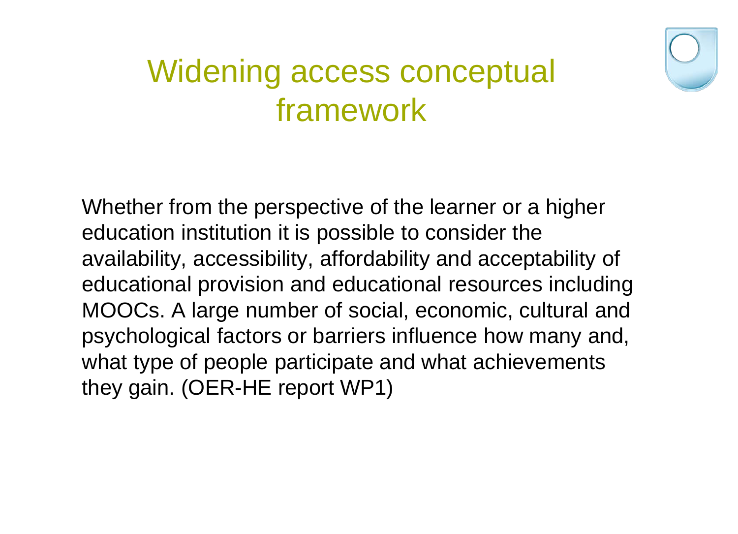# Widening access conceptual framework

Whether from the perspective of the learner or a higher education institution it is possible to consider the availability, accessibility, affordability and acceptability of educational provision and educational resources including MOOCs. A large number of social, economic, cultural and psychological factors or barriers influence how many and, what type of people participate and what achievements they gain. (OER-HE report WP1)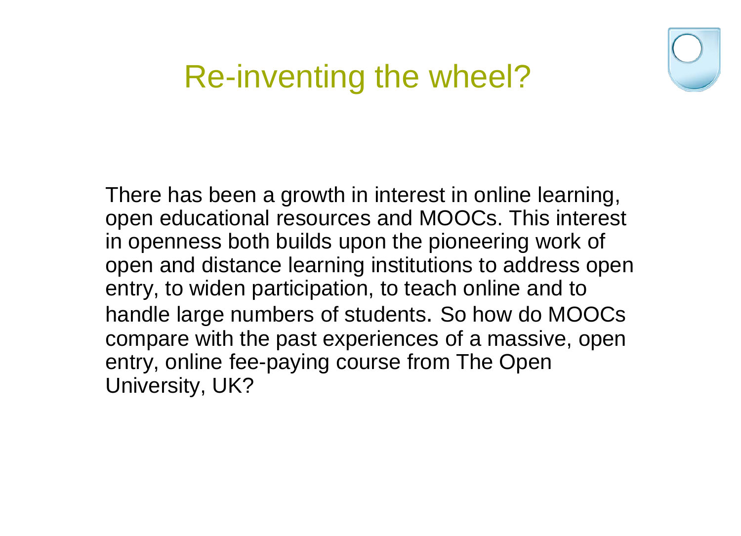# Re-inventing the wheel?

There has been a growth in interest in online learning, open educational resources and MOOCs. This interest in openness both builds upon the pioneering work of open and distance learning institutions to address open entry, to widen participation, to teach online and to handle large numbers of students. So how do MOOCs compare with the past experiences of a massive, open entry, online fee-paying course from The Open University, UK?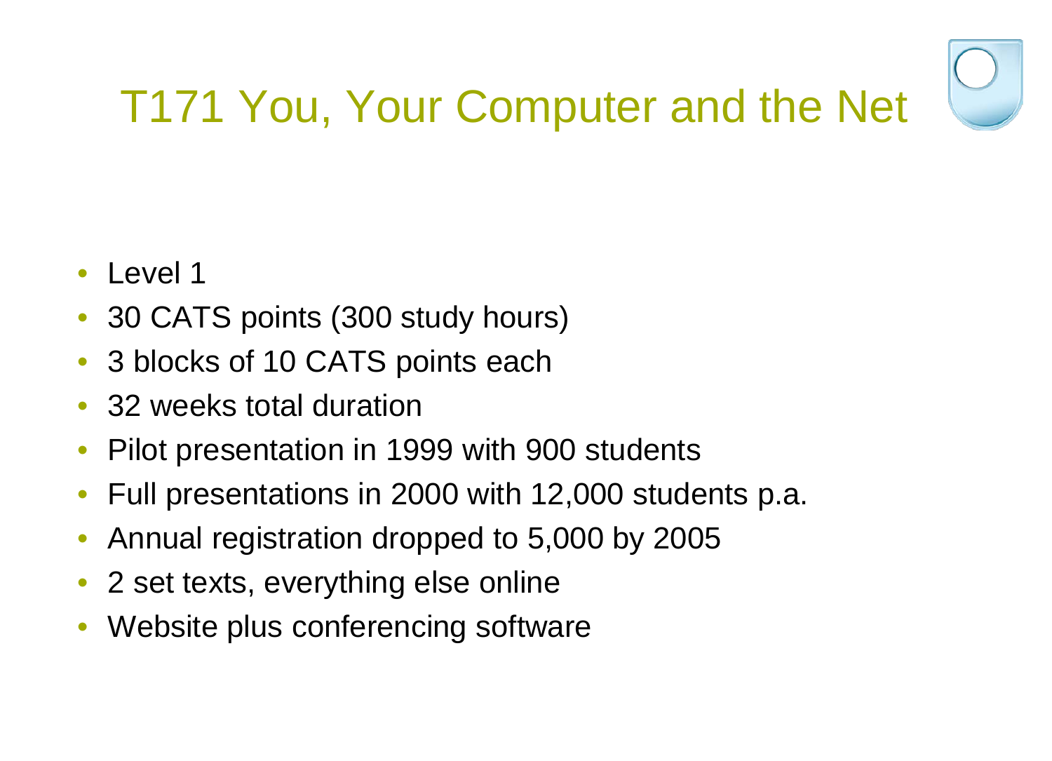# T171 You, Your Computer and the Net

- Level 1
- 30 CATS points (300 study hours)
- 3 blocks of 10 CATS points each
- 32 weeks total duration
- Pilot presentation in 1999 with 900 students
- Full presentations in 2000 with 12,000 students p.a.
- Annual registration dropped to 5,000 by 2005
- 2 set texts, everything else online
- Website plus conferencing software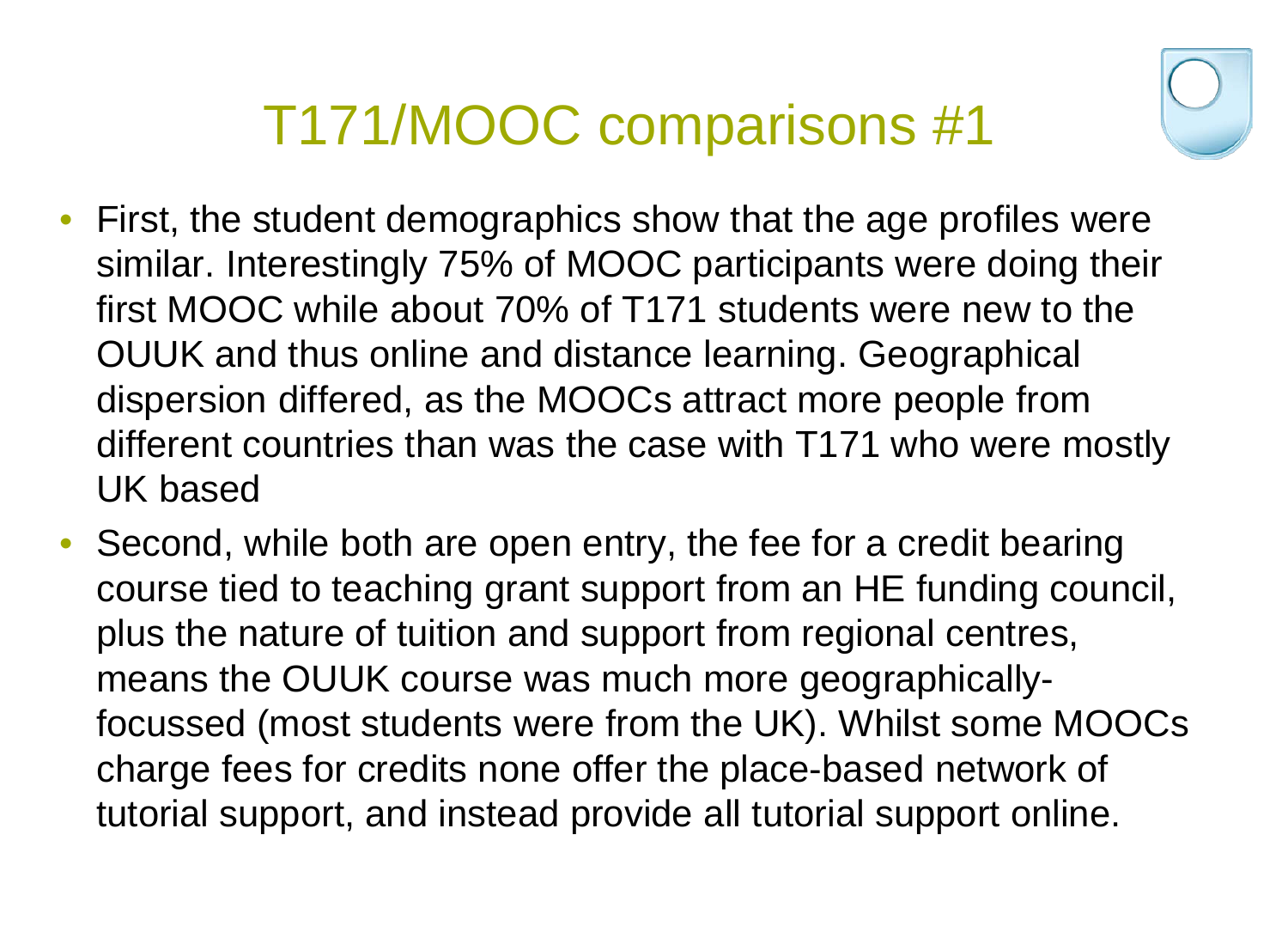# T171/MOOC comparisons #1

- First, the student demographics show that the age profiles were similar. Interestingly 75% of MOOC participants were doing their first MOOC while about 70% of T171 students were new to the OUUK and thus online and distance learning. Geographical dispersion differed, as the MOOCs attract more people from different countries than was the case with T171 who were mostly UK based
- Second, while both are open entry, the fee for a credit bearing course tied to teaching grant support from an HE funding council, plus the nature of tuition and support from regional centres, means the OUUK course was much more geographically-focussed (most students were from the UK). Whilst some MOOCs charge fees for credits none offer the place-based network of tutorial support, and instead provide all tutorial support online.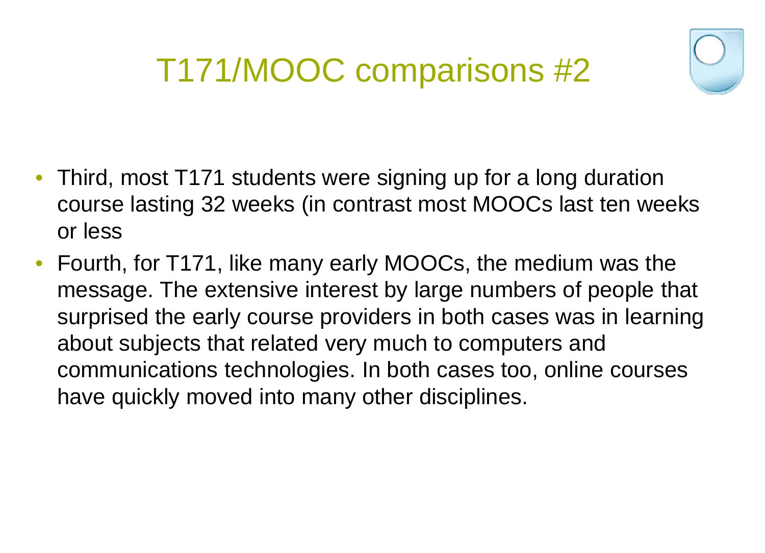# T171/MOOC comparisons #2

- Third, most T171 students were signing up for a long duration course lasting 32 weeks (in contrast most MOOCs last ten weeks or less
- Fourth, for T171, like many early MOOCs, the medium was the message. The extensive interest by large numbers of people that surprised the early course providers in both cases was in learning about subjects that related very much to computers and communications technologies. In both cases too, online courses have quickly moved into many other disciplines.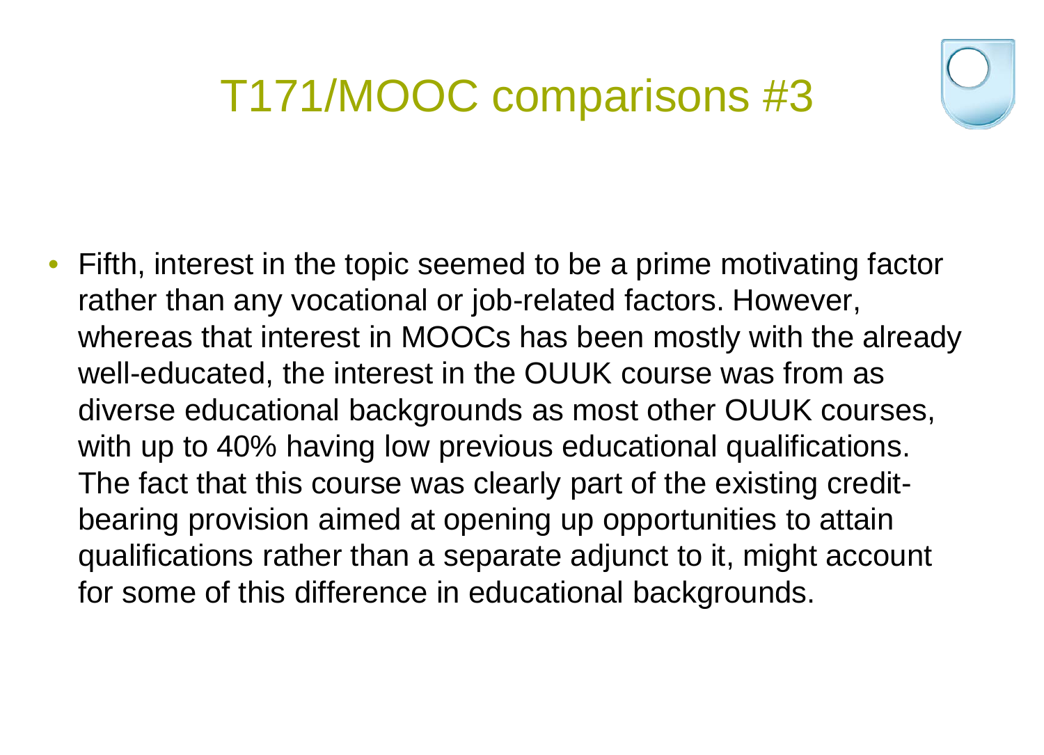# T171/MOOC comparisons #3

- Fifth, interest in the topic seemed to be a prime motivating factor rather than any vocational or job-related factors. However, whereas that interest in MOOCs has been mostly with the already well-educated, the interest in the OUUK course was from as diverse educational backgrounds as most other OUUK courses, with up to 40% having low previous educational qualifications. The fact that this course was clearly part of the existing credit-bearing provision aimed at opening up opportunities to attain qualifications rather than a separate adjunct to it, might account for some of this difference in educational backgrounds.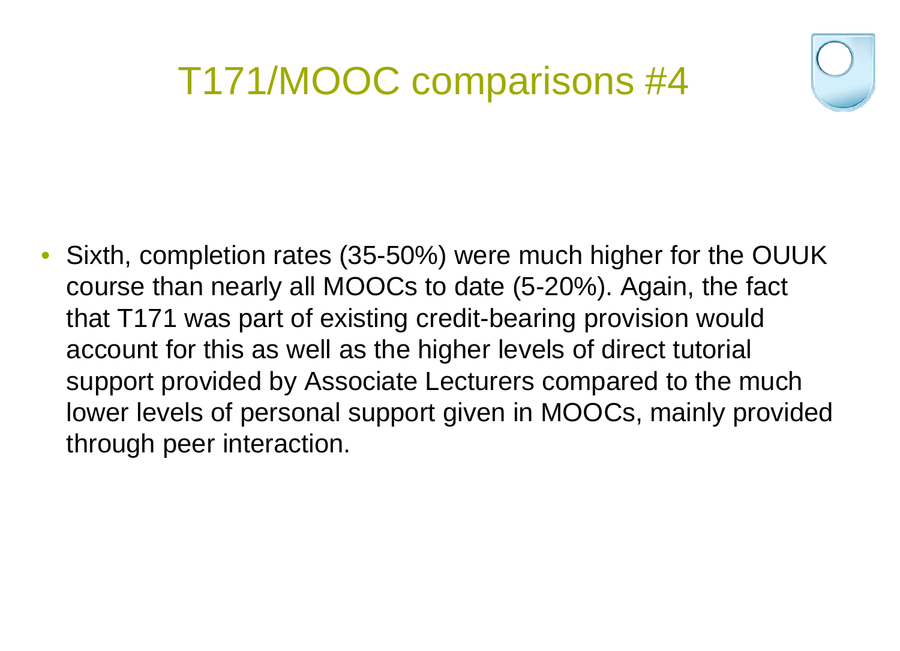# T171/MOOC comparisons #4

- Sixth, completion rates (35-50%) were much higher for the OUUK course than nearly all MOOCs to date (5-20%). Again, the fact that T171 was part of existing credit-bearing provision would account for this as well as the higher levels of direct tutorial support provided by Associate Lecturers compared to the much lower levels of personal support given in MOOCs, mainly provided through peer interaction.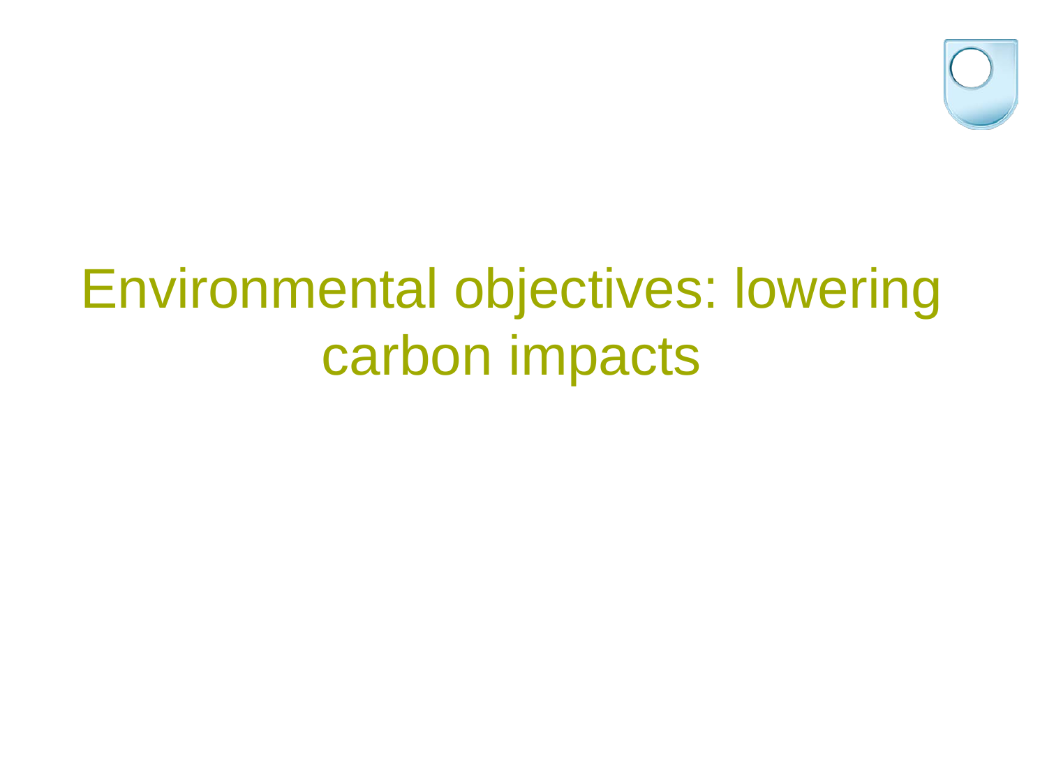# Environmental objectives: lowering carbon impacts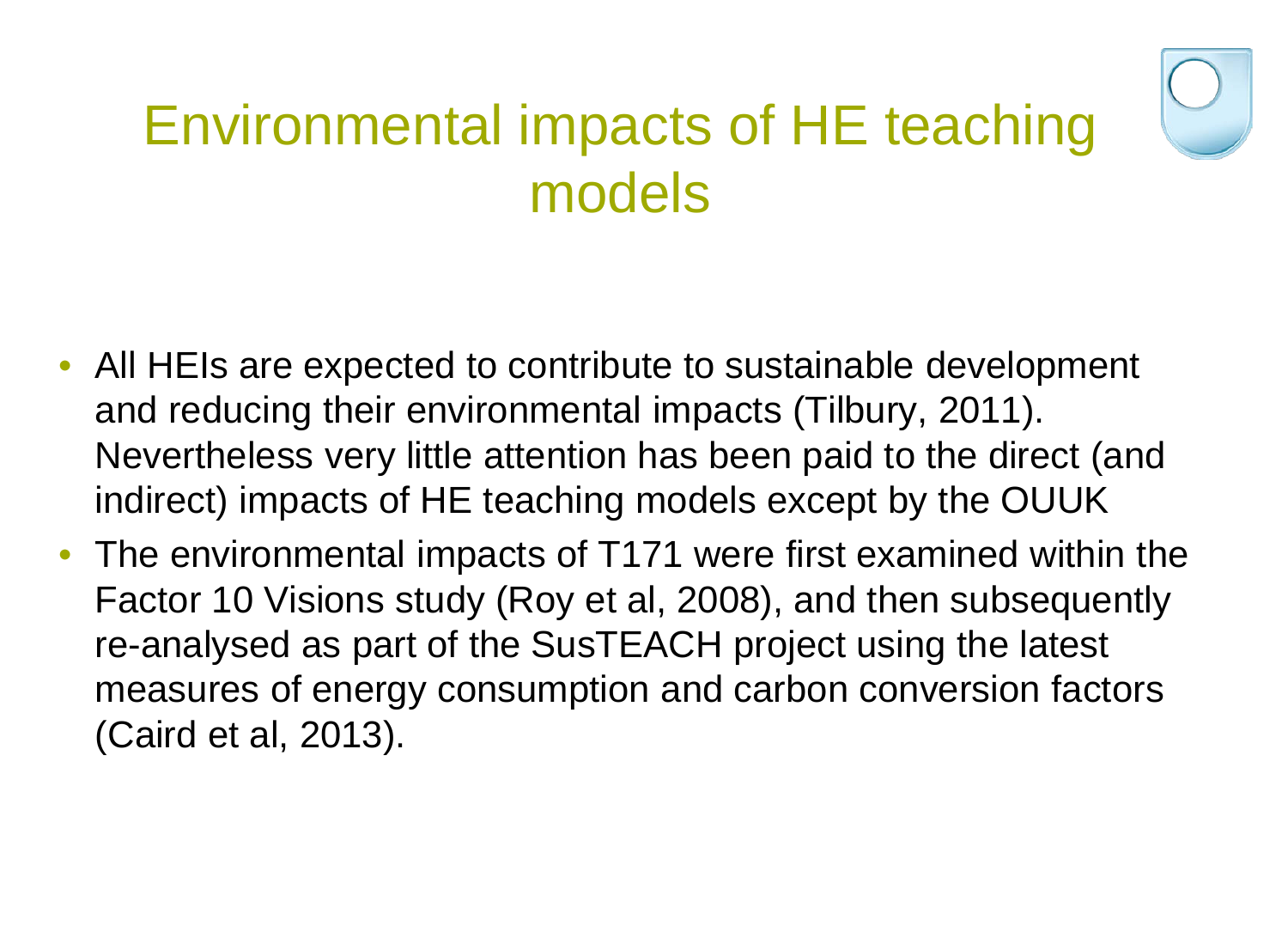# Environmental impacts of HE teaching models

- All HEIs are expected to contribute to sustainable development and reducing their environmental impacts (Tilbury, 2011). Nevertheless very little attention has been paid to the direct (and indirect) impacts of HE teaching models except by the OUUK
- The environmental impacts of T171 were first examined within the Factor 10 Visions study (Roy et al, 2008), and then subsequently re-analysed as part of the SusTEACH project using the latest measures of energy consumption and carbon conversion factors (Caird et al, 2013).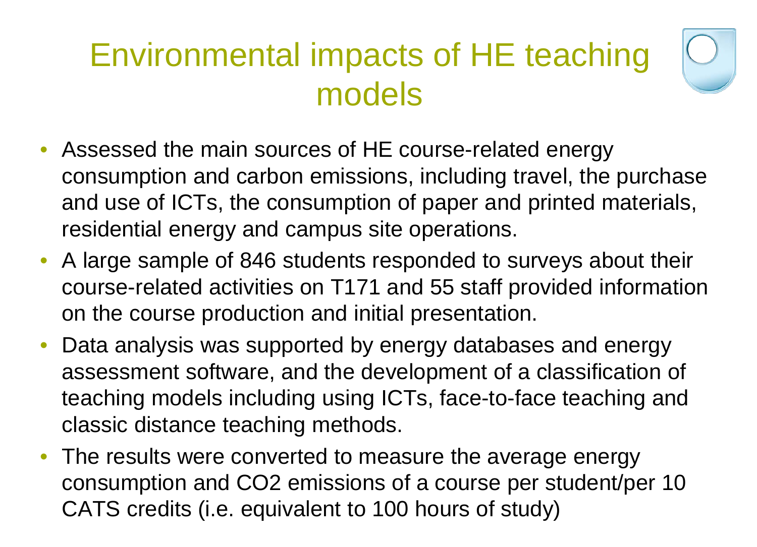# Environmental impacts of HE teaching models

- Assessed the main sources of HE course-related energy consumption and carbon emissions, including travel, the purchase and use of ICTs, the consumption of paper and printed materials, residential energy and campus site operations.
- A large sample of 846 students responded to surveys about their course-related activities on T171 and 55 staff provided information on the course production and initial presentation.
- Data analysis was supported by energy databases and energy assessment software, and the development of a classification of teaching models including using ICTs, face-to-face teaching and classic distance teaching methods.
- The results were converted to measure the average energy consumption and $CO_2$ emissions of a course per student/per 10 CATS credits (i.e. equivalent to 100 hours of study)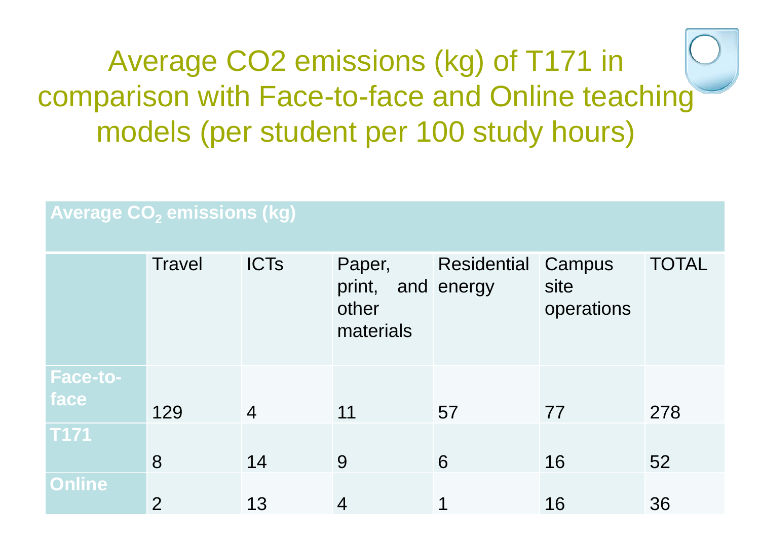# Average CO2 emissions (kg) of T171 in comparison with Face-to-face and Online teaching models (per student per 100 study hours)

| Average $CO_2$ emissions (kg) | | | | | | |
|---|---|---|---|---|---|---|
| | Travel | ICTs | Paper, print, and other materials | Residential energy | Campus site operations | TOTAL |
| **Face-to-face** | 129 | 4 | 11 | 57 | 77 | 278 |
| **T171** | 8 | 14 | 9 | 6 | 16 | 52 |
| **Online** | 2 | 13 | 4 | 1 | 16 | 36 |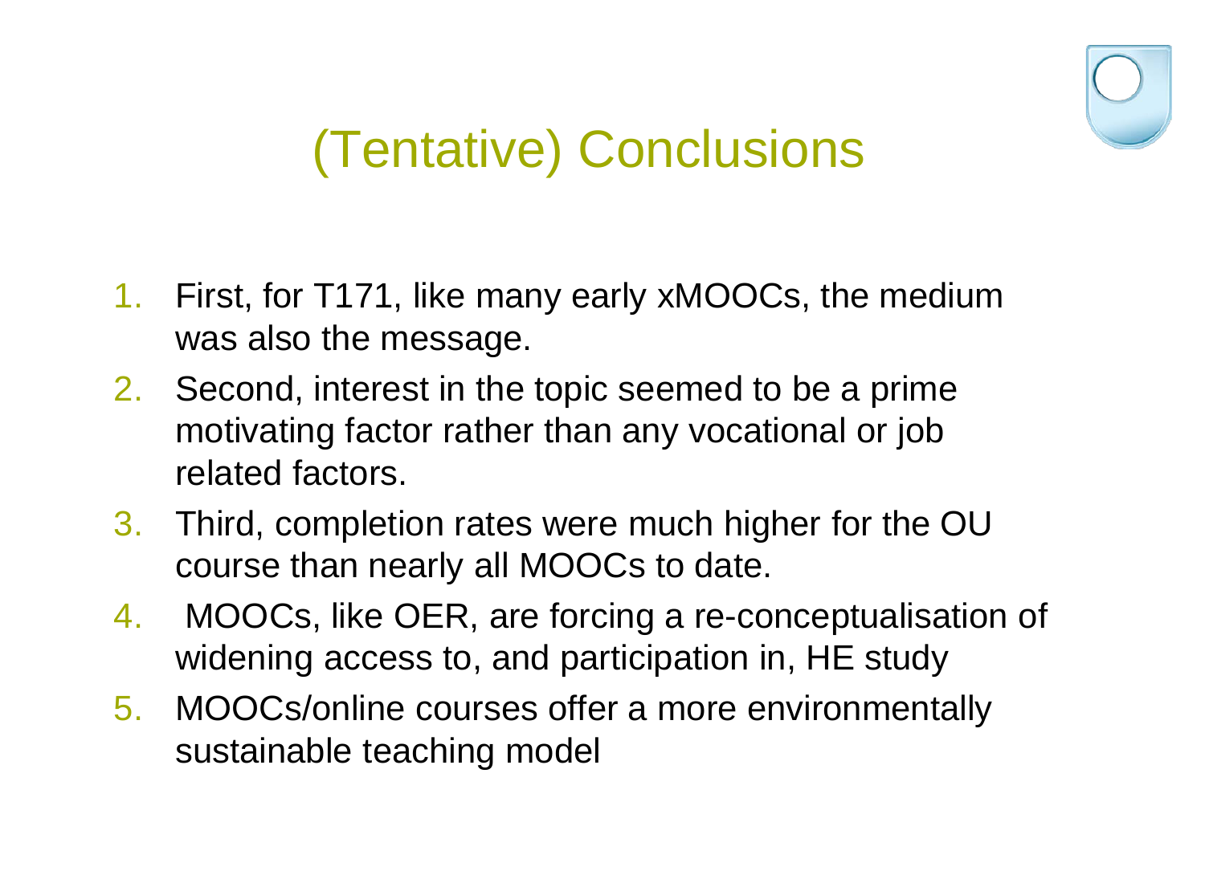# (Tentative) Conclusions

1. First, for T171, like many early xMOOCs, the medium was also the message.
2. Second, interest in the topic seemed to be a prime motivating factor rather than any vocational or job related factors.
3. Third, completion rates were much higher for the OU course than nearly all MOOCs to date.
4. MOOCs, like OER, are forcing a re-conceptualisation of widening access to, and participation in, HE study
5. MOOCs/online courses offer a more environmentally sustainable teaching model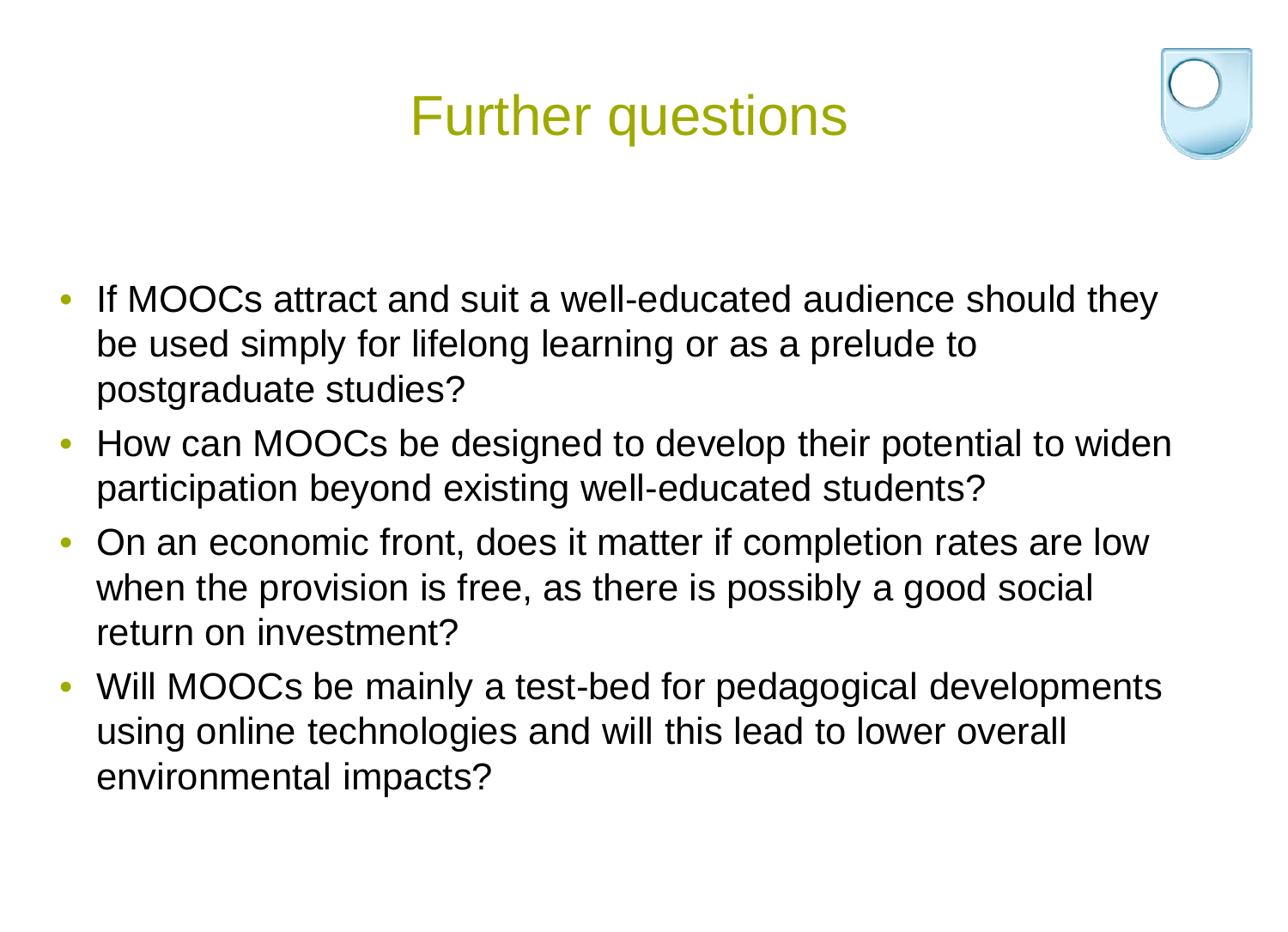# Further questions

- If MOOCs attract and suit a well-educated audience should they be used simply for lifelong learning or as a prelude to postgraduate studies?
- How can MOOCs be designed to develop their potential to widen participation beyond existing well-educated students?
- On an economic front, does it matter if completion rates are low when the provision is free, as there is possibly a good social return on investment?
- Will MOOCs be mainly a test-bed for pedagogical developments using online technologies and will this lead to lower overall environmental impacts?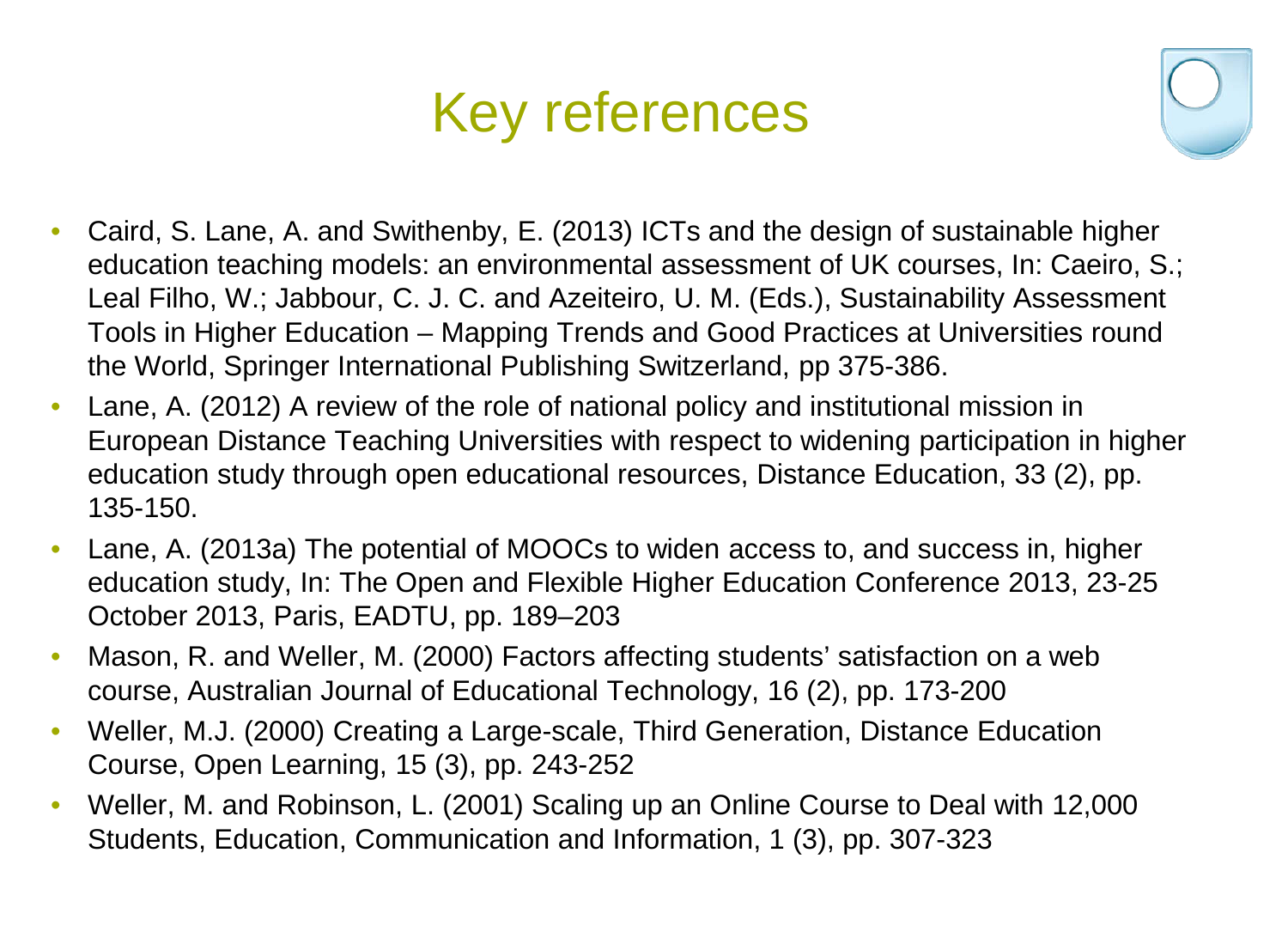# Key references

- Caird, S. Lane, A. and Swithenby, E. (2013) ICTs and the design of sustainable higher education teaching models: an environmental assessment of UK courses, In: Caeiro, S.; Leal Filho, W.; Jabbour, C. J. C. and Azeiteiro, U. M. (Eds.), Sustainability Assessment Tools in Higher Education – Mapping Trends and Good Practices at Universities round the World, Springer International Publishing Switzerland, pp 375-386.
- Lane, A. (2012) A review of the role of national policy and institutional mission in European Distance Teaching Universities with respect to widening participation in higher education study through open educational resources, Distance Education, 33 (2), pp. 135-150.
- Lane, A. (2013a) The potential of MOOCs to widen access to, and success in, higher education study, In: The Open and Flexible Higher Education Conference 2013, 23-25 October 2013, Paris, EADTU, pp. 189–203
- Mason, R. and Weller, M. (2000) Factors affecting students' satisfaction on a web course, Australian Journal of Educational Technology, 16 (2), pp. 173-200
- Weller, M.J. (2000) Creating a Large-scale, Third Generation, Distance Education Course, Open Learning, 15 (3), pp. 243-252
- Weller, M. and Robinson, L. (2001) Scaling up an Online Course to Deal with 12,000 Students, Education, Communication and Information, 1 (3), pp. 307-323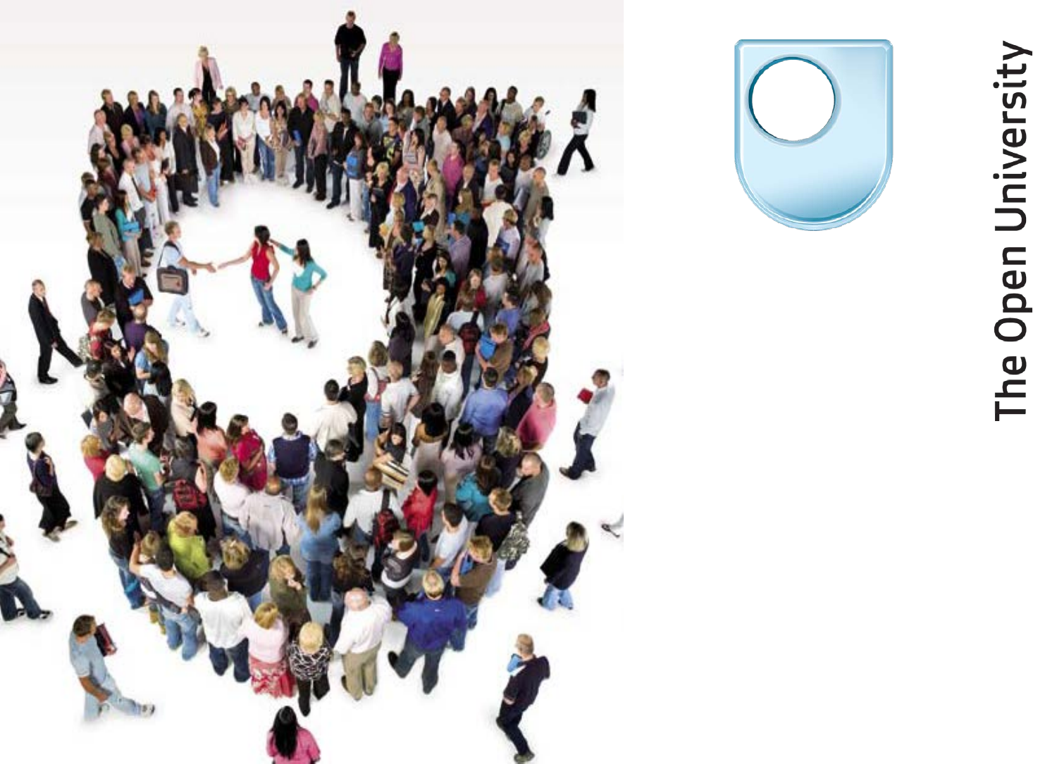The Open University